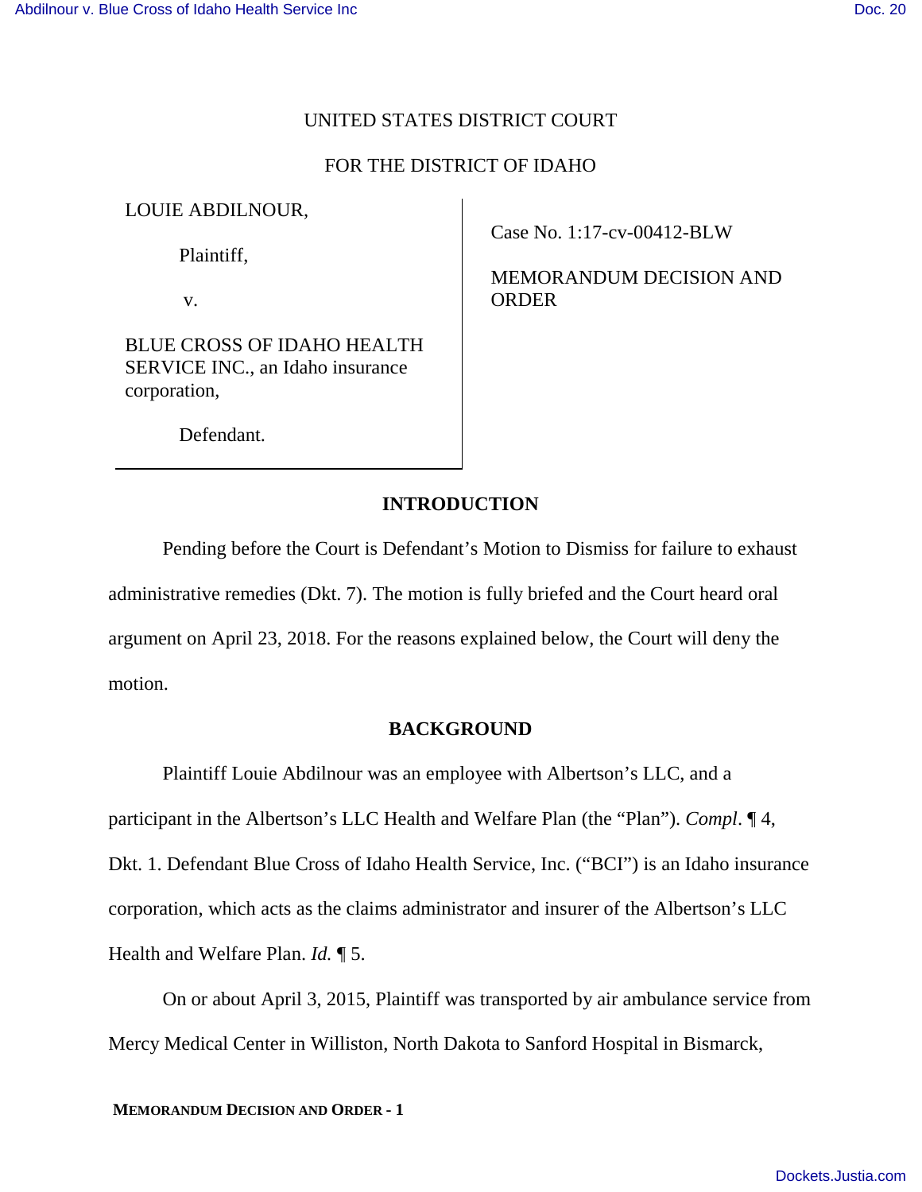UNITED STATES DISTRICT COURT

FOR THE DISTRICT OF IDAHO

| | |
|---|---|
| LOUIE ABDILNOUR,<br><br>Plaintiff,<br><br>v.<br><br>BLUE CROSS OF IDAHO HEALTH SERVICE INC., an Idaho insurance corporation,<br><br>Defendant. | Case No. 1:17-cv-00412-BLW<br><br>MEMORANDUM DECISION AND ORDER |

## INTRODUCTION

Pending before the Court is Defendant's Motion to Dismiss for failure to exhaust administrative remedies (Dkt. 7). The motion is fully briefed and the Court heard oral argument on April 23, 2018. For the reasons explained below, the Court will deny the motion.

## BACKGROUND

Plaintiff Louie Abdilnour was an employee with Albertson's LLC, and a participant in the Albertson's LLC Health and Welfare Plan (the "Plan"). *Compl.* ¶ 4, Dkt. 1. Defendant Blue Cross of Idaho Health Service, Inc. ("BCI") is an Idaho insurance corporation, which acts as the claims administrator and insurer of the Albertson's LLC Health and Welfare Plan. *Id.* ¶ 5.

On or about April 3, 2015, Plaintiff was transported by air ambulance service from Mercy Medical Center in Williston, North Dakota to Sanford Hospital in Bismarck,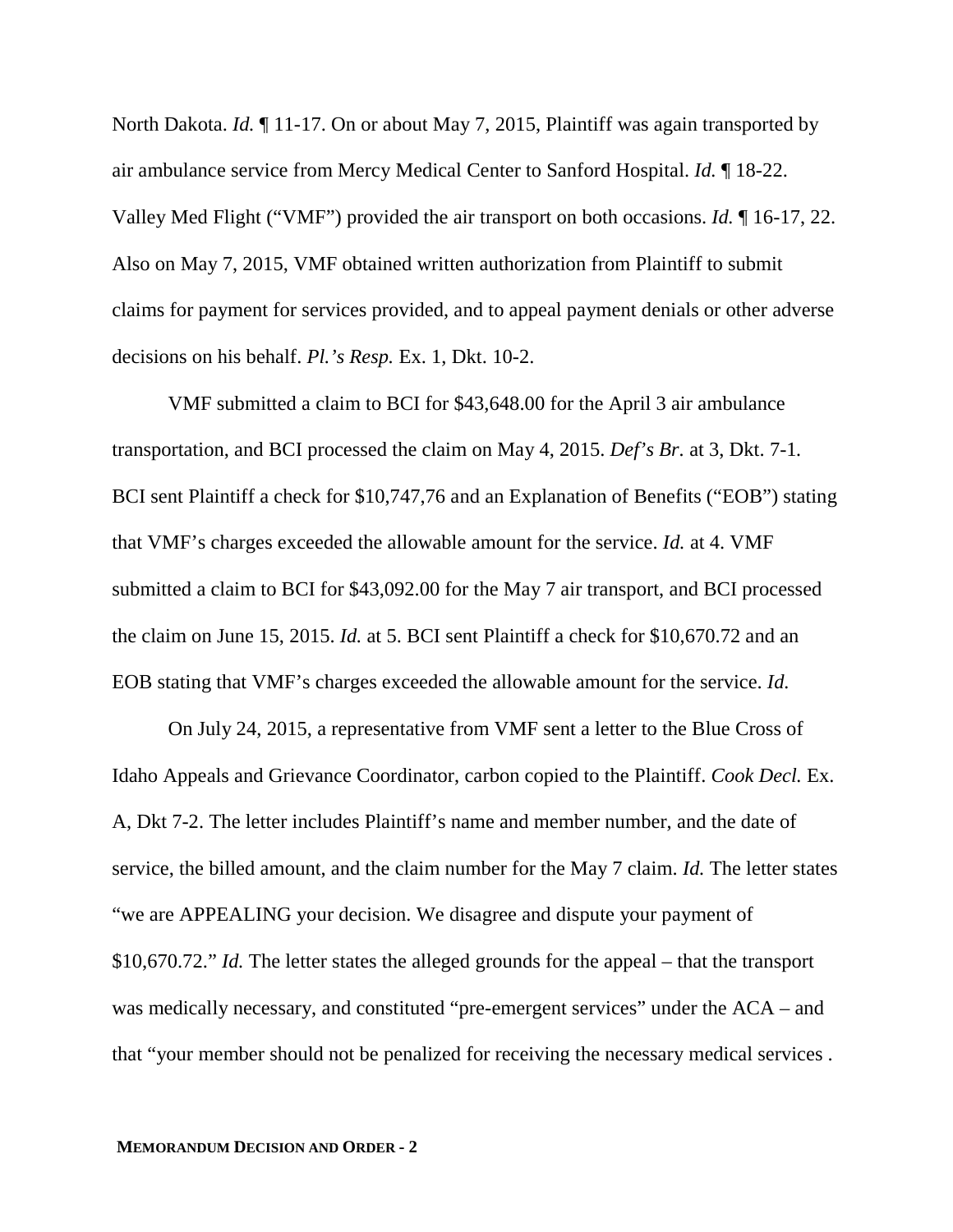North Dakota. *Id.* ¶ 11-17. On or about May 7, 2015, Plaintiff was again transported by air ambulance service from Mercy Medical Center to Sanford Hospital. *Id.* ¶ 18-22. Valley Med Flight ("VMF") provided the air transport on both occasions. *Id.* ¶ 16-17, 22. Also on May 7, 2015, VMF obtained written authorization from Plaintiff to submit claims for payment for services provided, and to appeal payment denials or other adverse decisions on his behalf. *Pl.'s Resp.* Ex. 1, Dkt. 10-2.

VMF submitted a claim to BCI for $43,648.00 for the April 3 air ambulance transportation, and BCI processed the claim on May 4, 2015. *Def's Br.* at 3, Dkt. 7-1. BCI sent Plaintiff a check for $10,747,76 and an Explanation of Benefits ("EOB") stating that VMF's charges exceeded the allowable amount for the service. *Id.* at 4. VMF submitted a claim to BCI for $43,092.00 for the May 7 air transport, and BCI processed the claim on June 15, 2015. *Id.* at 5. BCI sent Plaintiff a check for $10,670.72 and an EOB stating that VMF's charges exceeded the allowable amount for the service. *Id.*

On July 24, 2015, a representative from VMF sent a letter to the Blue Cross of Idaho Appeals and Grievance Coordinator, carbon copied to the Plaintiff. *Cook Decl.* Ex. A, Dkt 7-2. The letter includes Plaintiff's name and member number, and the date of service, the billed amount, and the claim number for the May 7 claim. *Id.* The letter states "we are APPEALING your decision. We disagree and dispute your payment of $10,670.72." *Id.* The letter states the alleged grounds for the appeal – that the transport was medically necessary, and constituted "pre-emergent services" under the ACA – and that "your member should not be penalized for receiving the necessary medical services .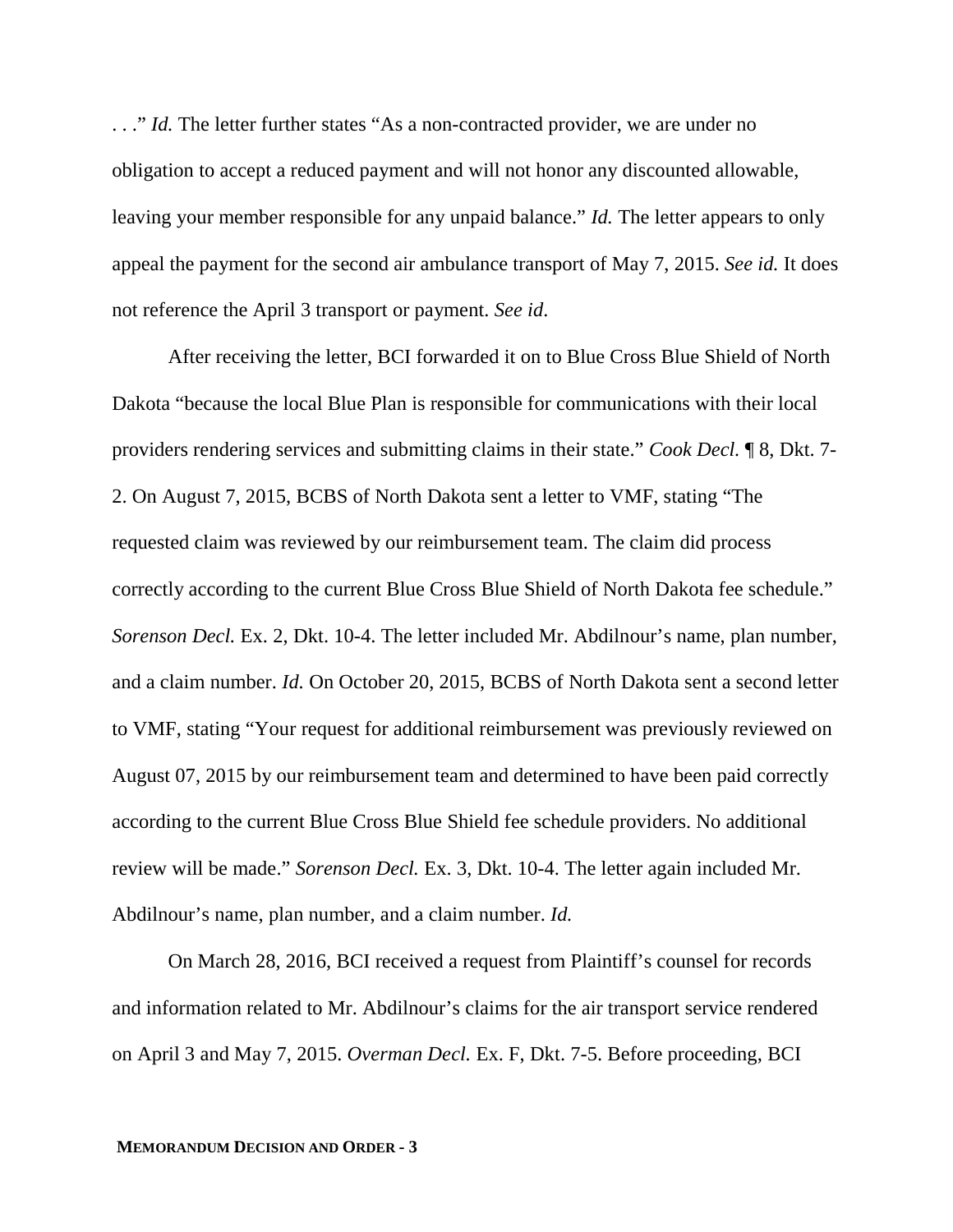. . ." *Id.* The letter further states "As a non-contracted provider, we are under no obligation to accept a reduced payment and will not honor any discounted allowable, leaving your member responsible for any unpaid balance." *Id.* The letter appears to only appeal the payment for the second air ambulance transport of May 7, 2015. *See id.* It does not reference the April 3 transport or payment. *See id*.

After receiving the letter, BCI forwarded it on to Blue Cross Blue Shield of North Dakota "because the local Blue Plan is responsible for communications with their local providers rendering services and submitting claims in their state." *Cook Decl.* ¶ 8, Dkt. 7-2. On August 7, 2015, BCBS of North Dakota sent a letter to VMF, stating "The requested claim was reviewed by our reimbursement team. The claim did process correctly according to the current Blue Cross Blue Shield of North Dakota fee schedule." *Sorenson Decl.* Ex. 2, Dkt. 10-4. The letter included Mr. Abdilnour's name, plan number, and a claim number. *Id.* On October 20, 2015, BCBS of North Dakota sent a second letter to VMF, stating "Your request for additional reimbursement was previously reviewed on August 07, 2015 by our reimbursement team and determined to have been paid correctly according to the current Blue Cross Blue Shield fee schedule providers. No additional review will be made." *Sorenson Decl.* Ex. 3, Dkt. 10-4. The letter again included Mr. Abdilnour's name, plan number, and a claim number. *Id.*

On March 28, 2016, BCI received a request from Plaintiff's counsel for records and information related to Mr. Abdilnour's claims for the air transport service rendered on April 3 and May 7, 2015. *Overman Decl.* Ex. F, Dkt. 7-5. Before proceeding, BCI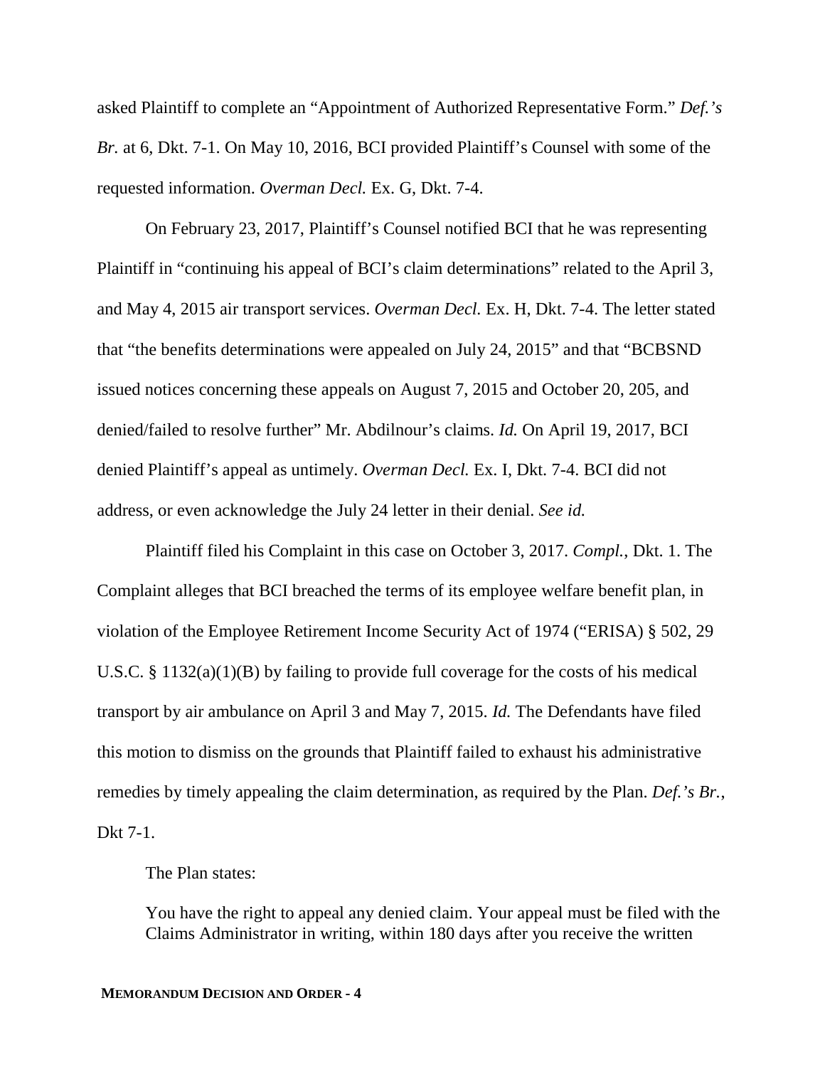asked Plaintiff to complete an "Appointment of Authorized Representative Form." *Def.'s Br.* at 6, Dkt. 7-1. On May 10, 2016, BCI provided Plaintiff's Counsel with some of the requested information. *Overman Decl.* Ex. G, Dkt. 7-4.

On February 23, 2017, Plaintiff's Counsel notified BCI that he was representing Plaintiff in "continuing his appeal of BCI's claim determinations" related to the April 3, and May 4, 2015 air transport services. *Overman Decl.* Ex. H, Dkt. 7-4. The letter stated that "the benefits determinations were appealed on July 24, 2015" and that "BCBSND issued notices concerning these appeals on August 7, 2015 and October 20, 205, and denied/failed to resolve further" Mr. Abdilnour's claims. *Id.* On April 19, 2017, BCI denied Plaintiff's appeal as untimely. *Overman Decl.* Ex. I, Dkt. 7-4. BCI did not address, or even acknowledge the July 24 letter in their denial. *See id.*

Plaintiff filed his Complaint in this case on October 3, 2017. *Compl.*, Dkt. 1. The Complaint alleges that BCI breached the terms of its employee welfare benefit plan, in violation of the Employee Retirement Income Security Act of 1974 ("ERISA) § 502, 29 U.S.C. § 1132(a)(1)(B) by failing to provide full coverage for the costs of his medical transport by air ambulance on April 3 and May 7, 2015. *Id.* The Defendants have filed this motion to dismiss on the grounds that Plaintiff failed to exhaust his administrative remedies by timely appealing the claim determination, as required by the Plan. *Def.'s Br.*, Dkt 7-1.

The Plan states:

> You have the right to appeal any denied claim. Your appeal must be filed with the Claims Administrator in writing, within 180 days after you receive the written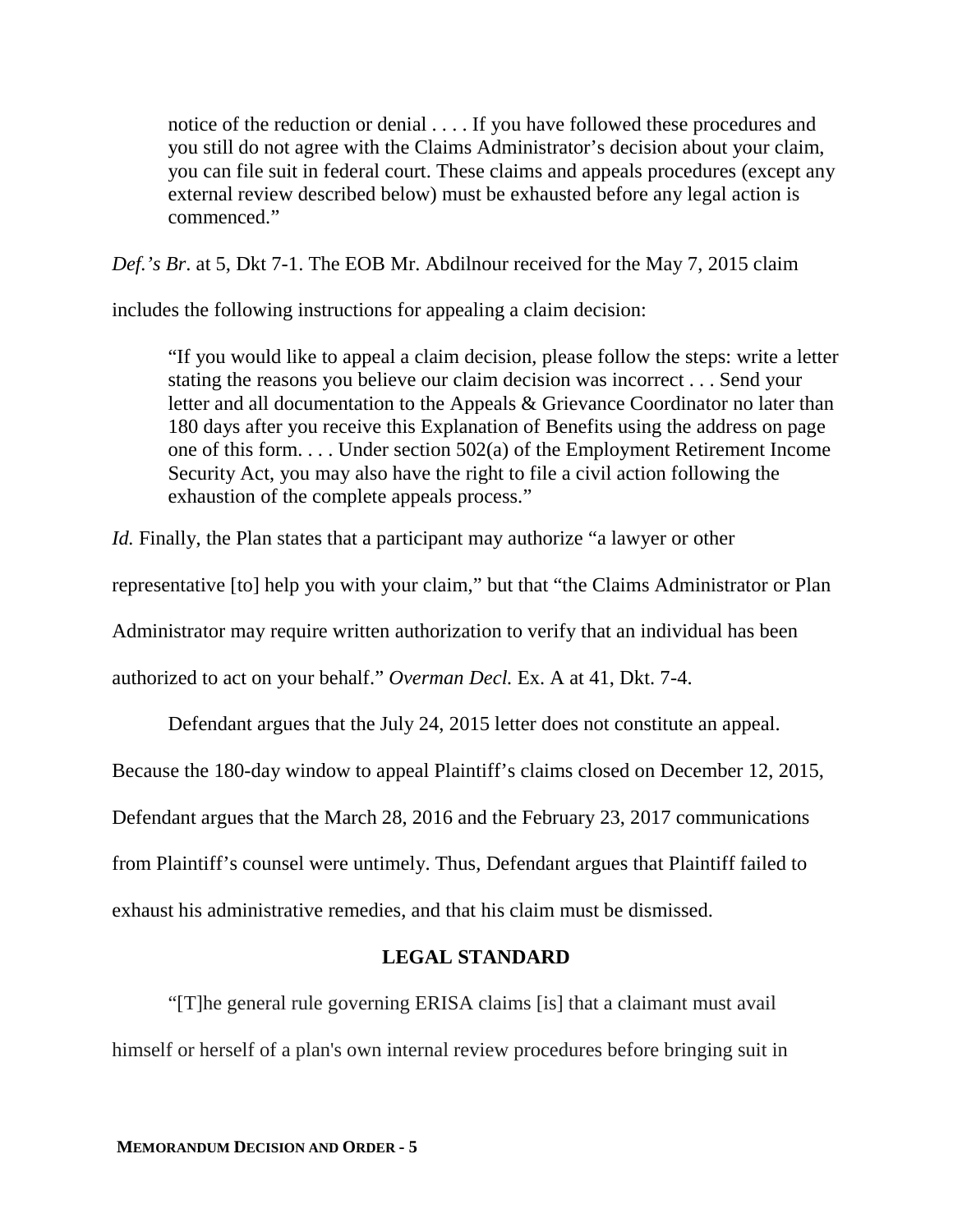> notice of the reduction or denial . . . . If you have followed these procedures and you still do not agree with the Claims Administrator's decision about your claim, you can file suit in federal court. These claims and appeals procedures (except any external review described below) must be exhausted before any legal action is commenced."

*Def.'s Br.* at 5, Dkt 7-1. The EOB Mr. Abdilnour received for the May 7, 2015 claim includes the following instructions for appealing a claim decision:

> "If you would like to appeal a claim decision, please follow the steps: write a letter stating the reasons you believe our claim decision was incorrect . . . Send your letter and all documentation to the Appeals & Grievance Coordinator no later than 180 days after you receive this Explanation of Benefits using the address on page one of this form. . . . Under section 502(a) of the Employment Retirement Income Security Act, you may also have the right to file a civil action following the exhaustion of the complete appeals process."

*Id.* Finally, the Plan states that a participant may authorize "a lawyer or other representative [to] help you with your claim," but that "the Claims Administrator or Plan Administrator may require written authorization to verify that an individual has been authorized to act on your behalf." *Overman Decl.* Ex. A at 41, Dkt. 7-4.

Defendant argues that the July 24, 2015 letter does not constitute an appeal. Because the 180-day window to appeal Plaintiff's claims closed on December 12, 2015, Defendant argues that the March 28, 2016 and the February 23, 2017 communications from Plaintiff's counsel were untimely. Thus, Defendant argues that Plaintiff failed to exhaust his administrative remedies, and that his claim must be dismissed.

## LEGAL STANDARD

"[T]he general rule governing ERISA claims [is] that a claimant must avail himself or herself of a plan's own internal review procedures before bringing suit in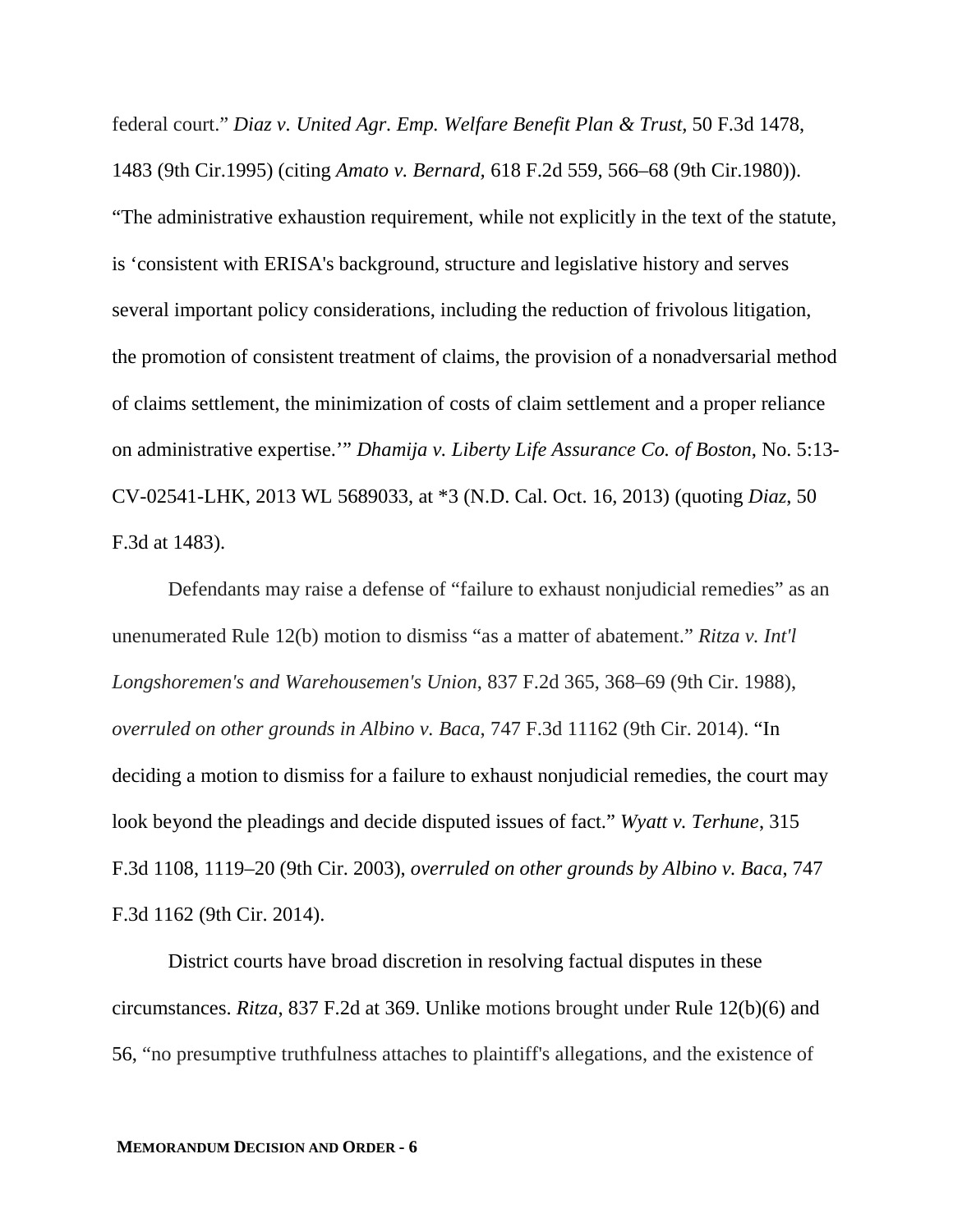federal court." *Diaz v. United Agr. Emp. Welfare Benefit Plan & Trust*, 50 F.3d 1478, 1483 (9th Cir.1995) (citing *Amato v. Bernard*, 618 F.2d 559, 566–68 (9th Cir.1980)). "The administrative exhaustion requirement, while not explicitly in the text of the statute, is 'consistent with ERISA's background, structure and legislative history and serves several important policy considerations, including the reduction of frivolous litigation, the promotion of consistent treatment of claims, the provision of a nonadversarial method of claims settlement, the minimization of costs of claim settlement and a proper reliance on administrative expertise.'" *Dhamija v. Liberty Life Assurance Co. of Boston*, No. 5:13-CV-02541-LHK, 2013 WL 5689033, at *3 (N.D. Cal. Oct. 16, 2013) (quoting *Diaz*, 50 F.3d at 1483).

Defendants may raise a defense of "failure to exhaust nonjudicial remedies" as an unenumerated Rule 12(b) motion to dismiss "as a matter of abatement." *Ritza v. Int'l Longshoremen's and Warehousemen's Union*, 837 F.2d 365, 368–69 (9th Cir. 1988), *overruled on other grounds in Albino v. Baca*, 747 F.3d 11162 (9th Cir. 2014). "In deciding a motion to dismiss for a failure to exhaust nonjudicial remedies, the court may look beyond the pleadings and decide disputed issues of fact." *Wyatt v. Terhune*, 315 F.3d 1108, 1119–20 (9th Cir. 2003), *overruled on other grounds by Albino v. Baca*, 747 F.3d 1162 (9th Cir. 2014).

District courts have broad discretion in resolving factual disputes in these circumstances. *Ritza*, 837 F.2d at 369. Unlike motions brought under Rule 12(b)(6) and 56, "no presumptive truthfulness attaches to plaintiff's allegations, and the existence of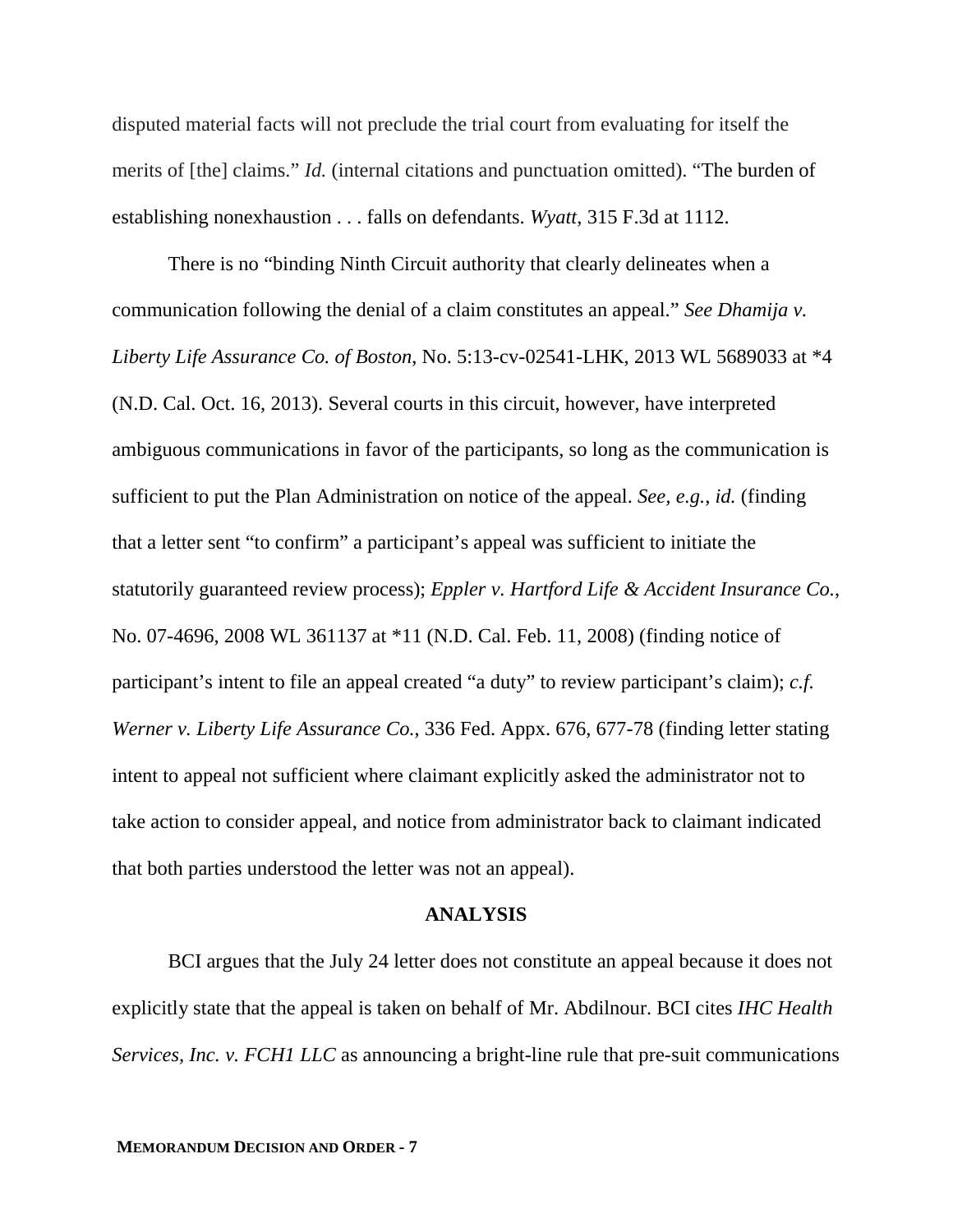disputed material facts will not preclude the trial court from evaluating for itself the merits of [the] claims." *Id.* (internal citations and punctuation omitted). "The burden of establishing nonexhaustion . . . falls on defendants. *Wyatt*, 315 F.3d at 1112.

There is no "binding Ninth Circuit authority that clearly delineates when a communication following the denial of a claim constitutes an appeal." *See Dhamija v. Liberty Life Assurance Co. of Boston*, No. 5:13-cv-02541-LHK, 2013 WL 5689033 at *4 (N.D. Cal. Oct. 16, 2013). Several courts in this circuit, however, have interpreted ambiguous communications in favor of the participants, so long as the communication is sufficient to put the Plan Administration on notice of the appeal. *See, e.g.*, *id.* (finding that a letter sent "to confirm" a participant's appeal was sufficient to initiate the statutorily guaranteed review process); *Eppler v. Hartford Life & Accident Insurance Co.*, No. 07-4696, 2008 WL 361137 at *11 (N.D. Cal. Feb. 11, 2008) (finding notice of participant's intent to file an appeal created "a duty" to review participant's claim); *c.f. Werner v. Liberty Life Assurance Co.*, 336 Fed. Appx. 676, 677-78 (finding letter stating intent to appeal not sufficient where claimant explicitly asked the administrator not to take action to consider appeal, and notice from administrator back to claimant indicated that both parties understood the letter was not an appeal).

## ANALYSIS

BCI argues that the July 24 letter does not constitute an appeal because it does not explicitly state that the appeal is taken on behalf of Mr. Abdilnour. BCI cites *IHC Health Services, Inc. v. FCH1 LLC* as announcing a bright-line rule that pre-suit communications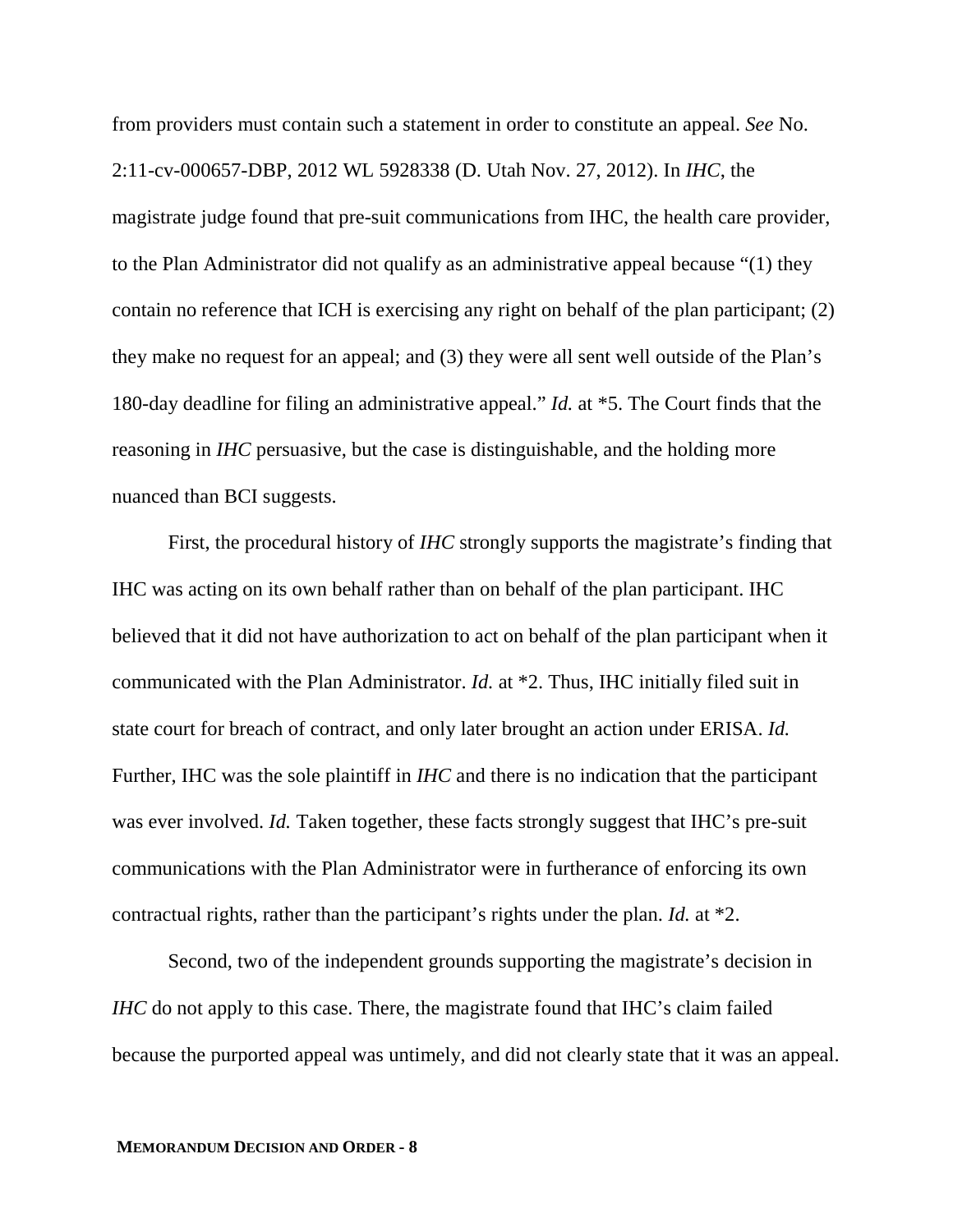from providers must contain such a statement in order to constitute an appeal. *See* No. 2:11-cv-000657-DBP, 2012 WL 5928338 (D. Utah Nov. 27, 2012). In *IHC*, the magistrate judge found that pre-suit communications from IHC, the health care provider, to the Plan Administrator did not qualify as an administrative appeal because "(1) they contain no reference that ICH is exercising any right on behalf of the plan participant; (2) they make no request for an appeal; and (3) they were all sent well outside of the Plan's 180-day deadline for filing an administrative appeal." *Id.* at *5. The Court finds that the reasoning in *IHC* persuasive, but the case is distinguishable, and the holding more nuanced than BCI suggests.

First, the procedural history of *IHC* strongly supports the magistrate's finding that IHC was acting on its own behalf rather than on behalf of the plan participant. IHC believed that it did not have authorization to act on behalf of the plan participant when it communicated with the Plan Administrator. *Id.* at *2. Thus, IHC initially filed suit in state court for breach of contract, and only later brought an action under ERISA. *Id.* Further, IHC was the sole plaintiff in *IHC* and there is no indication that the participant was ever involved. *Id.* Taken together, these facts strongly suggest that IHC's pre-suit communications with the Plan Administrator were in furtherance of enforcing its own contractual rights, rather than the participant's rights under the plan. *Id.* at *2.

Second, two of the independent grounds supporting the magistrate's decision in *IHC* do not apply to this case. There, the magistrate found that IHC's claim failed because the purported appeal was untimely, and did not clearly state that it was an appeal.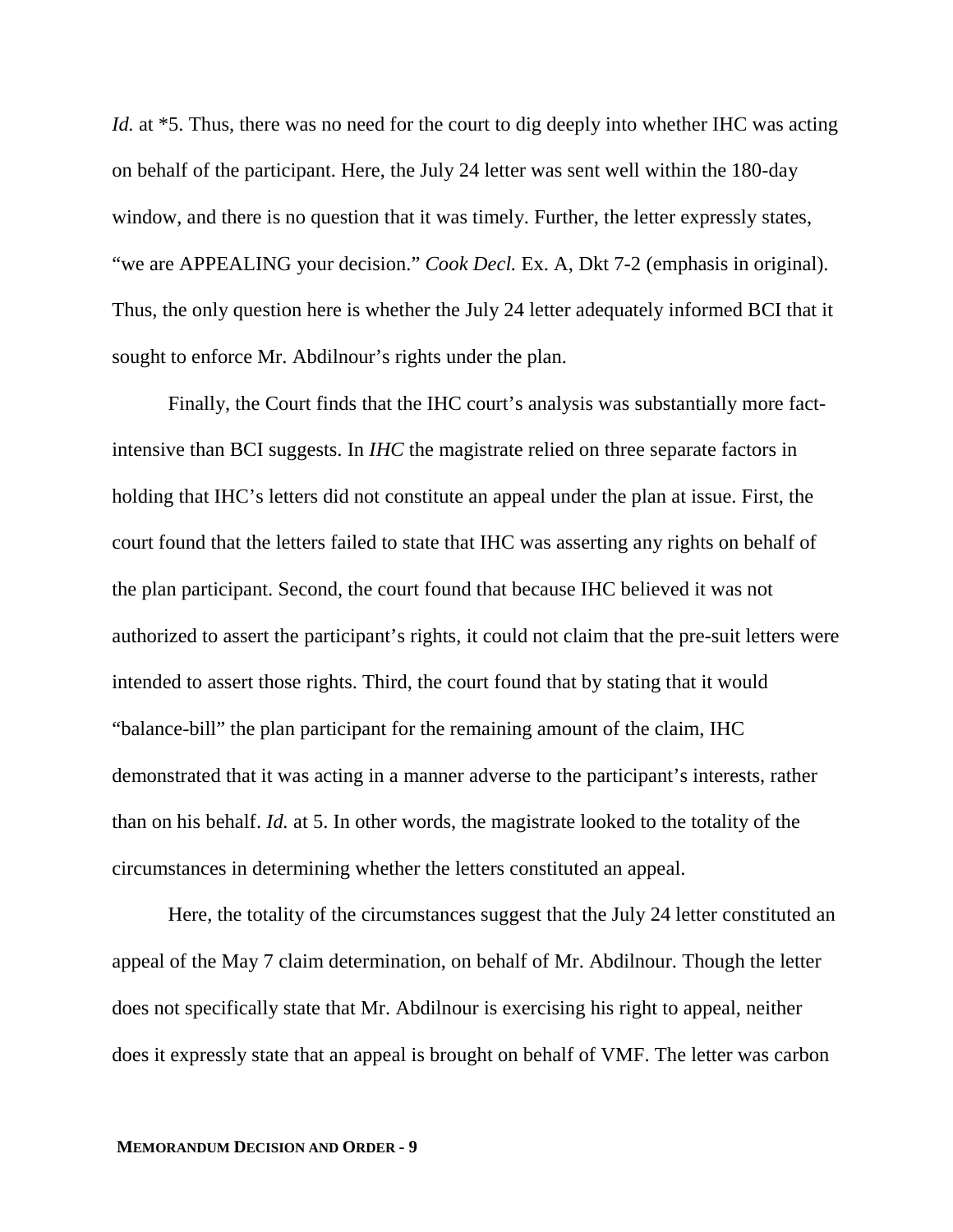*Id.* at *5. Thus, there was no need for the court to dig deeply into whether IHC was acting on behalf of the participant. Here, the July 24 letter was sent well within the 180-day window, and there is no question that it was timely. Further, the letter expressly states, "we are APPEALING your decision." *Cook Decl.* Ex. A, Dkt 7-2 (emphasis in original). Thus, the only question here is whether the July 24 letter adequately informed BCI that it sought to enforce Mr. Abdilnour's rights under the plan.

Finally, the Court finds that the IHC court's analysis was substantially more fact-intensive than BCI suggests. In *IHC* the magistrate relied on three separate factors in holding that IHC's letters did not constitute an appeal under the plan at issue. First, the court found that the letters failed to state that IHC was asserting any rights on behalf of the plan participant. Second, the court found that because IHC believed it was not authorized to assert the participant's rights, it could not claim that the pre-suit letters were intended to assert those rights. Third, the court found that by stating that it would "balance-bill" the plan participant for the remaining amount of the claim, IHC demonstrated that it was acting in a manner adverse to the participant's interests, rather than on his behalf. *Id.* at 5. In other words, the magistrate looked to the totality of the circumstances in determining whether the letters constituted an appeal.

Here, the totality of the circumstances suggest that the July 24 letter constituted an appeal of the May 7 claim determination, on behalf of Mr. Abdilnour. Though the letter does not specifically state that Mr. Abdilnour is exercising his right to appeal, neither does it expressly state that an appeal is brought on behalf of VMF. The letter was carbon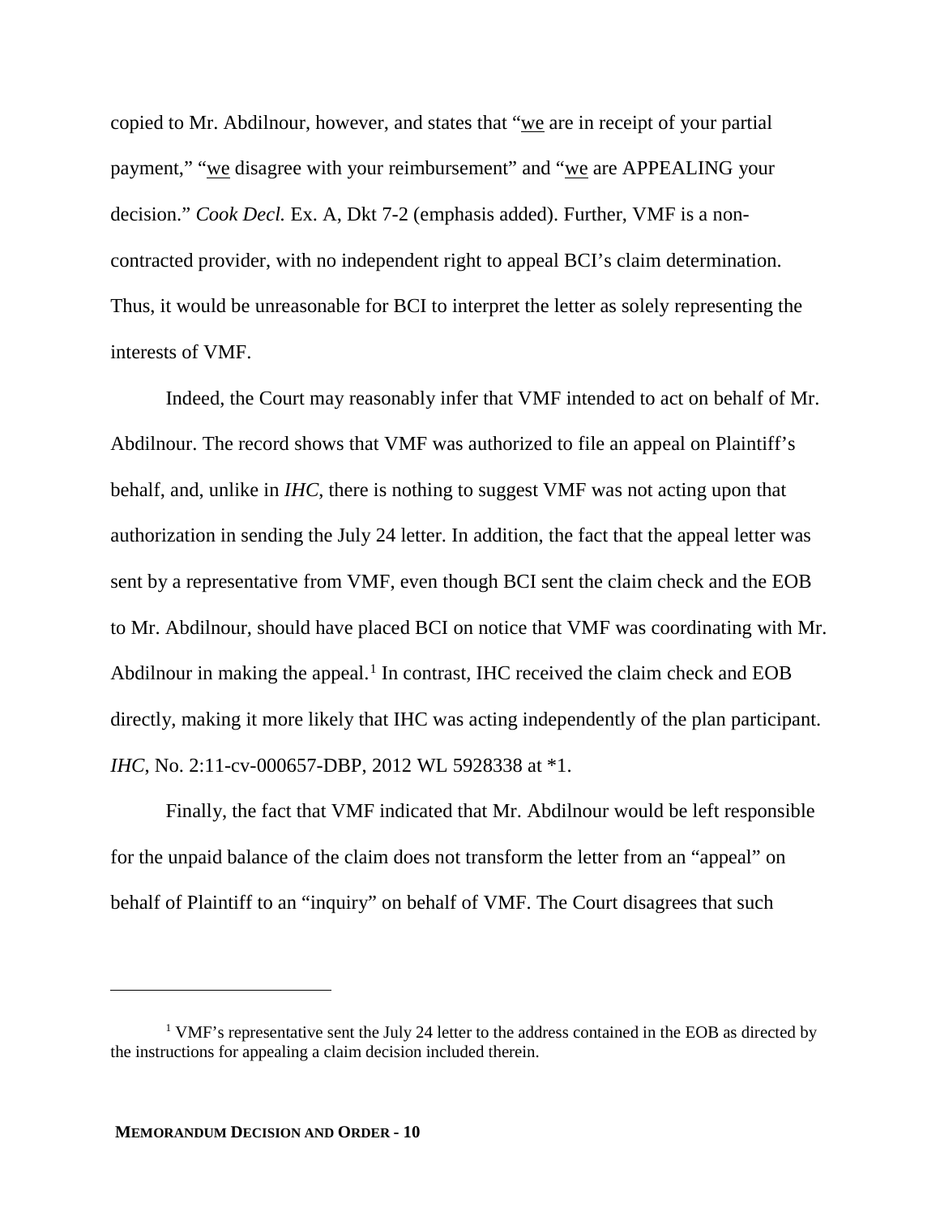copied to Mr. Abdilnour, however, and states that "we are in receipt of your partial payment," "we disagree with your reimbursement" and "we are APPEALING your decision." *Cook Decl.* Ex. A, Dkt 7-2 (emphasis added). Further, VMF is a non-contracted provider, with no independent right to appeal BCI's claim determination. Thus, it would be unreasonable for BCI to interpret the letter as solely representing the interests of VMF.

Indeed, the Court may reasonably infer that VMF intended to act on behalf of Mr. Abdilnour. The record shows that VMF was authorized to file an appeal on Plaintiff's behalf, and, unlike in *IHC*, there is nothing to suggest VMF was not acting upon that authorization in sending the July 24 letter. In addition, the fact that the appeal letter was sent by a representative from VMF, even though BCI sent the claim check and the EOB to Mr. Abdilnour, should have placed BCI on notice that VMF was coordinating with Mr. Abdilnour in making the appeal.[1] In contrast, IHC received the claim check and EOB directly, making it more likely that IHC was acting independently of the plan participant. *IHC*, No. 2:11-cv-000657-DBP, 2012 WL 5928338 at *1.

Finally, the fact that VMF indicated that Mr. Abdilnour would be left responsible for the unpaid balance of the claim does not transform the letter from an "appeal" on behalf of Plaintiff to an "inquiry" on behalf of VMF. The Court disagrees that such

---

[1] VMF's representative sent the July 24 letter to the address contained in the EOB as directed by the instructions for appealing a claim decision included therein.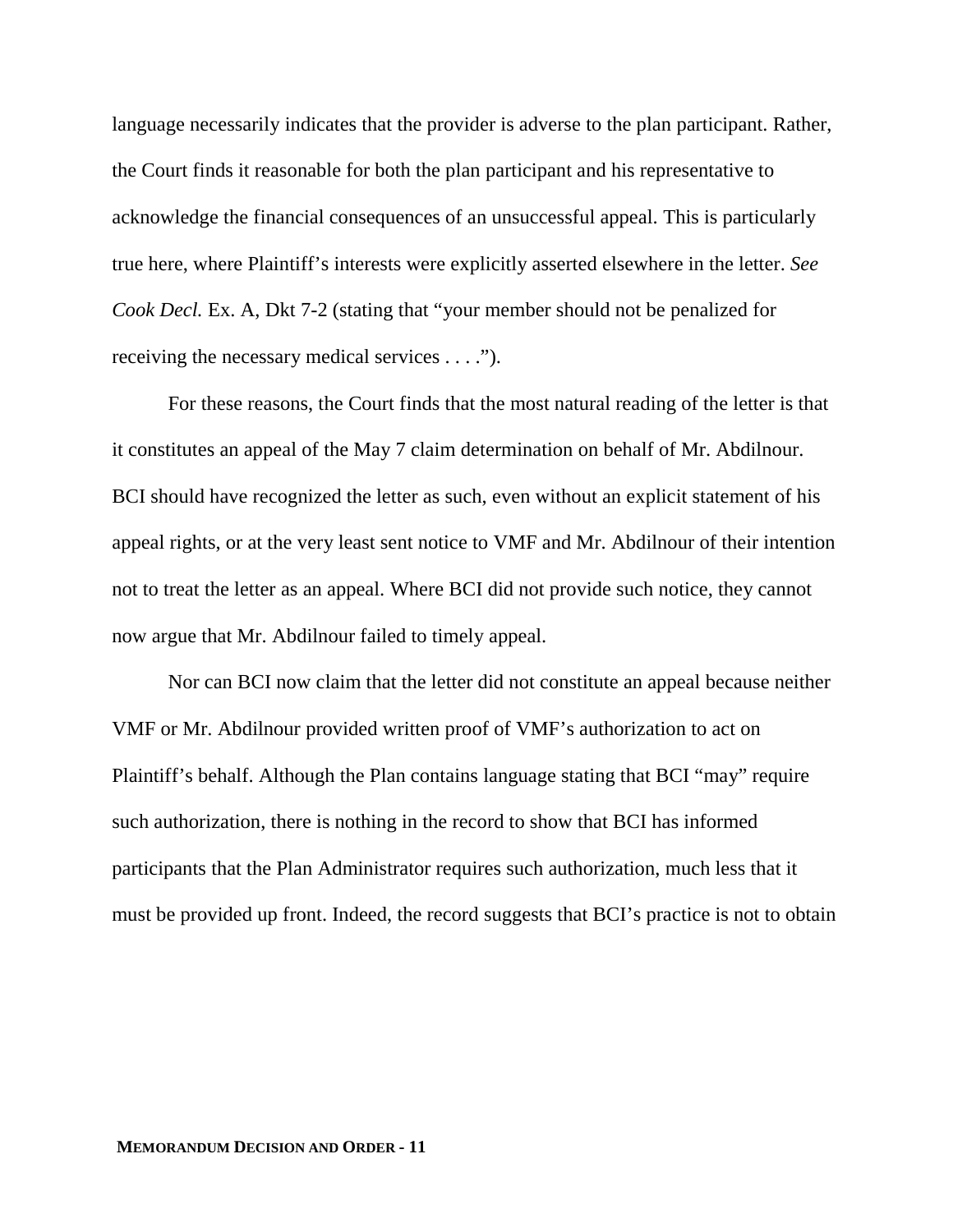language necessarily indicates that the provider is adverse to the plan participant. Rather, the Court finds it reasonable for both the plan participant and his representative to acknowledge the financial consequences of an unsuccessful appeal. This is particularly true here, where Plaintiff's interests were explicitly asserted elsewhere in the letter. *See Cook Decl.* Ex. A, Dkt 7-2 (stating that "your member should not be penalized for receiving the necessary medical services . . . .").

For these reasons, the Court finds that the most natural reading of the letter is that it constitutes an appeal of the May 7 claim determination on behalf of Mr. Abdilnour. BCI should have recognized the letter as such, even without an explicit statement of his appeal rights, or at the very least sent notice to VMF and Mr. Abdilnour of their intention not to treat the letter as an appeal. Where BCI did not provide such notice, they cannot now argue that Mr. Abdilnour failed to timely appeal.

Nor can BCI now claim that the letter did not constitute an appeal because neither VMF or Mr. Abdilnour provided written proof of VMF's authorization to act on Plaintiff's behalf. Although the Plan contains language stating that BCI "may" require such authorization, there is nothing in the record to show that BCI has informed participants that the Plan Administrator requires such authorization, much less that it must be provided up front. Indeed, the record suggests that BCI's practice is not to obtain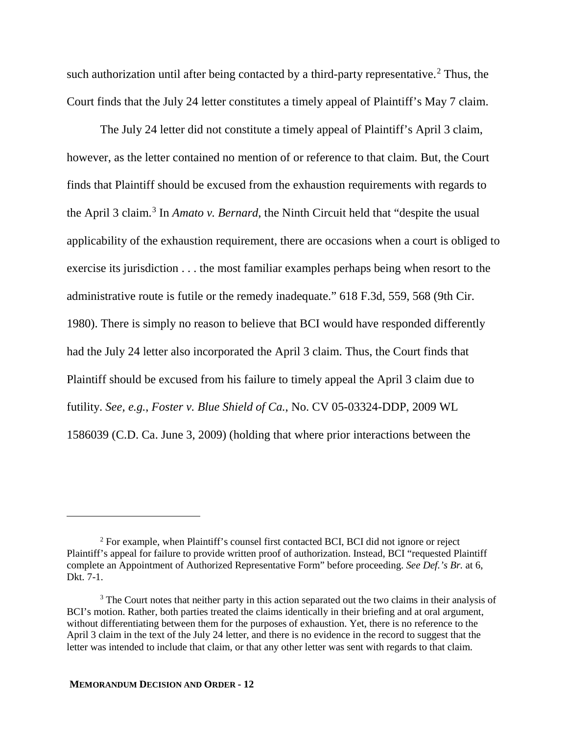such authorization until after being contacted by a third-party representative.[2] Thus, the Court finds that the July 24 letter constitutes a timely appeal of Plaintiff's May 7 claim.

The July 24 letter did not constitute a timely appeal of Plaintiff's April 3 claim, however, as the letter contained no mention of or reference to that claim. But, the Court finds that Plaintiff should be excused from the exhaustion requirements with regards to the April 3 claim.[3] In *Amato v. Bernard*, the Ninth Circuit held that "despite the usual applicability of the exhaustion requirement, there are occasions when a court is obliged to exercise its jurisdiction . . . the most familiar examples perhaps being when resort to the administrative route is futile or the remedy inadequate." 618 F.3d, 559, 568 (9th Cir. 1980). There is simply no reason to believe that BCI would have responded differently had the July 24 letter also incorporated the April 3 claim. Thus, the Court finds that Plaintiff should be excused from his failure to timely appeal the April 3 claim due to futility. *See, e.g.*, *Foster v. Blue Shield of Ca.*, No. CV 05-03324-DDP, 2009 WL 1586039 (C.D. Ca. June 3, 2009) (holding that where prior interactions between the

---

[2] For example, when Plaintiff's counsel first contacted BCI, BCI did not ignore or reject Plaintiff's appeal for failure to provide written proof of authorization. Instead, BCI "requested Plaintiff complete an Appointment of Authorized Representative Form" before proceeding. *See Def.'s Br.* at 6, Dkt. 7-1.

[3] The Court notes that neither party in this action separated out the two claims in their analysis of BCI's motion. Rather, both parties treated the claims identically in their briefing and at oral argument, without differentiating between them for the purposes of exhaustion. Yet, there is no reference to the April 3 claim in the text of the July 24 letter, and there is no evidence in the record to suggest that the letter was intended to include that claim, or that any other letter was sent with regards to that claim.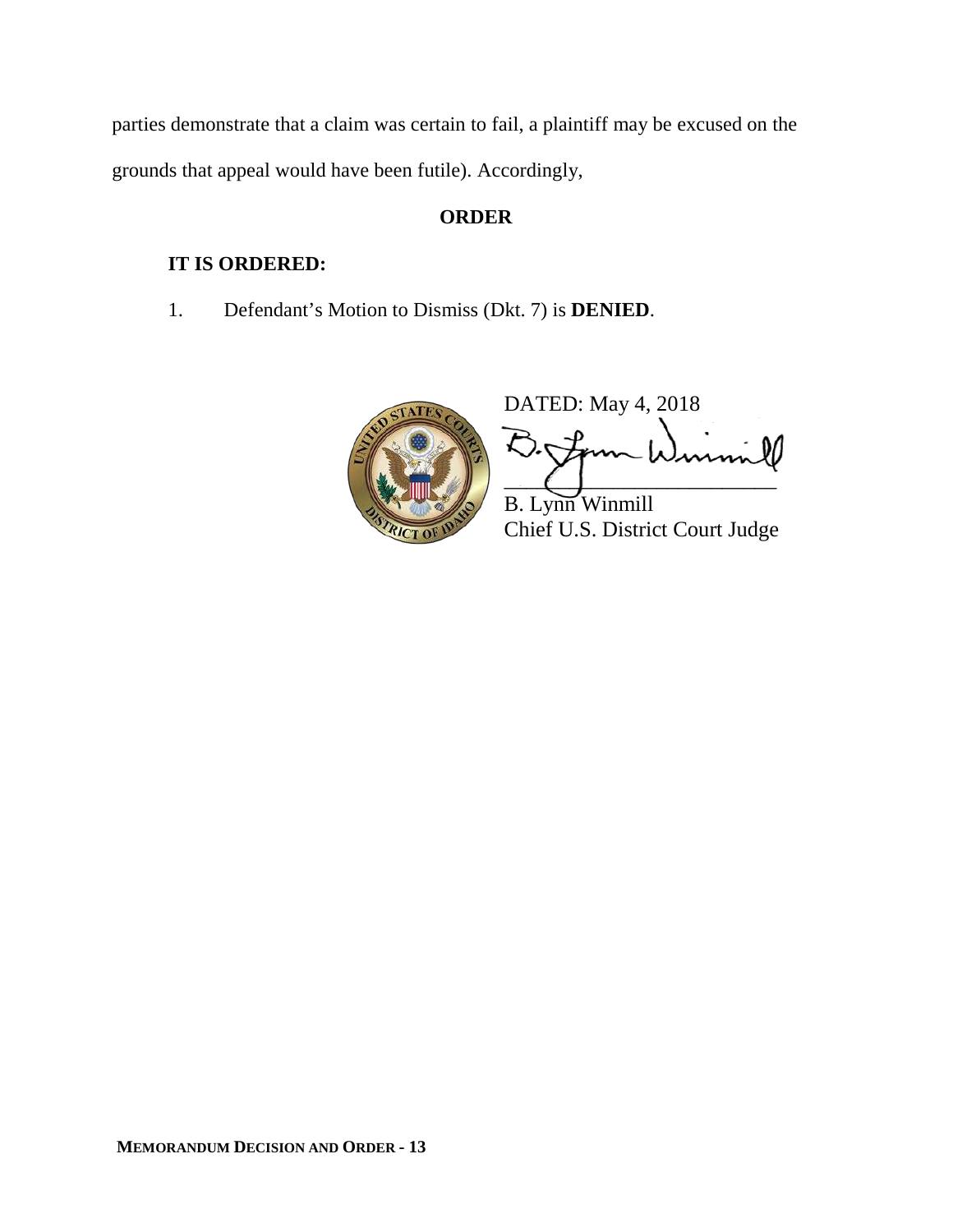parties demonstrate that a claim was certain to fail, a plaintiff may be excused on the grounds that appeal would have been futile). Accordingly,

**ORDER**

**IT IS ORDERED:**

1. Defendant's Motion to Dismiss (Dkt. 7) is **DENIED**.

DATED: May 4, 2018

B. Lynn Winmill
Chief U.S. District Court Judge